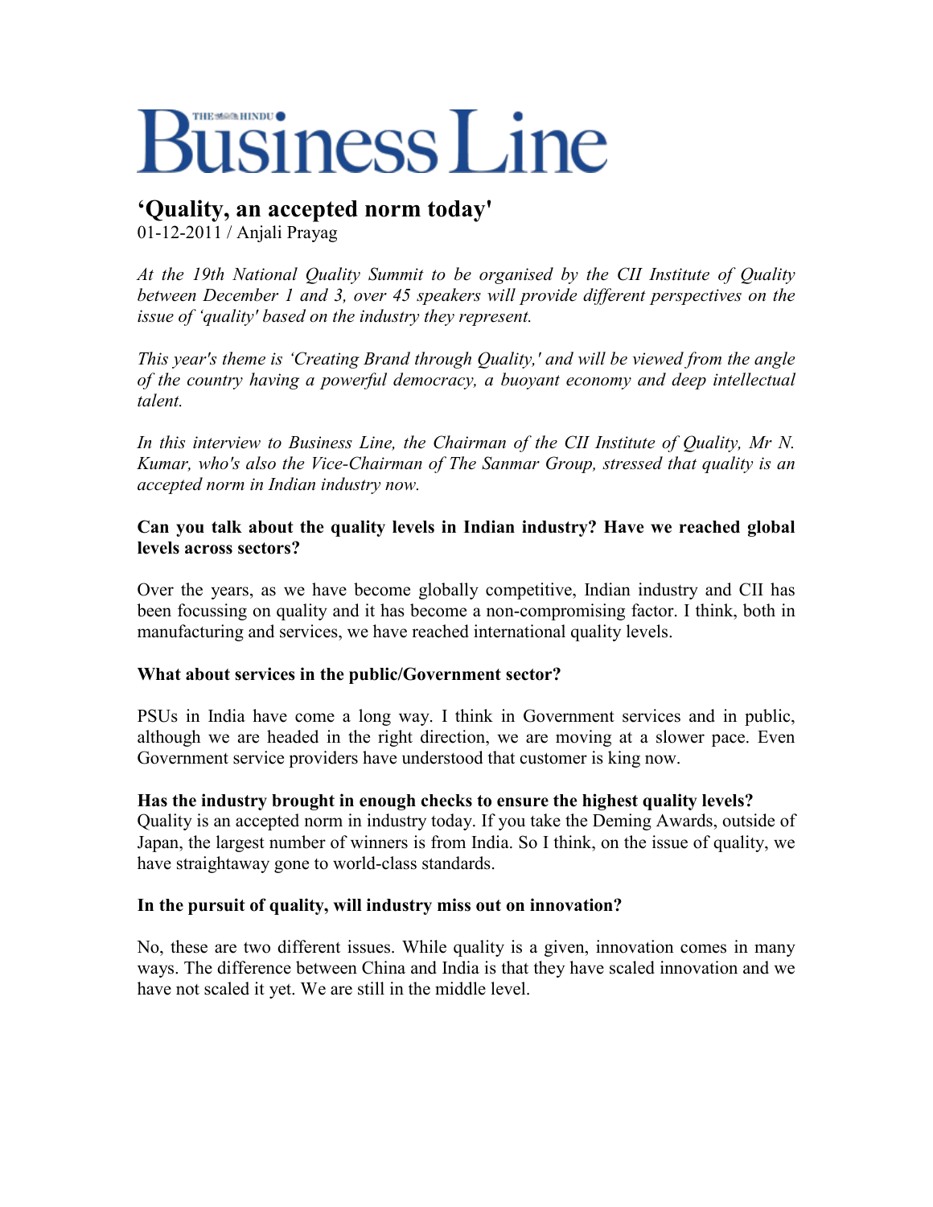# THE HINDU Business Line

## 'Quality, an accepted norm today'

01-12-2011 / Anjali Prayag

*At the 19th National Quality Summit to be organised by the CII Institute of Quality between December 1 and 3, over 45 speakers will provide different perspectives on the issue of 'quality' based on the industry they represent.*

*This year's theme is 'Creating Brand through Quality,' and will be viewed from the angle of the country having a powerful democracy, a buoyant economy and deep intellectual talent.*

*In this interview to Business Line, the Chairman of the CII Institute of Quality, Mr N. Kumar, who's also the Vice-Chairman of The Sanmar Group, stressed that quality is an accepted norm in Indian industry now.*

**Can you talk about the quality levels in Indian industry? Have we reached global levels across sectors?**

Over the years, as we have become globally competitive, Indian industry and CII has been focussing on quality and it has become a non-compromising factor. I think, both in manufacturing and services, we have reached international quality levels.

**What about services in the public/Government sector?**

PSUs in India have come a long way. I think in Government services and in public, although we are headed in the right direction, we are moving at a slower pace. Even Government service providers have understood that customer is king now.

**Has the industry brought in enough checks to ensure the highest quality levels?**

Quality is an accepted norm in industry today. If you take the Deming Awards, outside of Japan, the largest number of winners is from India. So I think, on the issue of quality, we have straightaway gone to world-class standards.

**In the pursuit of quality, will industry miss out on innovation?**

No, these are two different issues. While quality is a given, innovation comes in many ways. The difference between China and India is that they have scaled innovation and we have not scaled it yet. We are still in the middle level.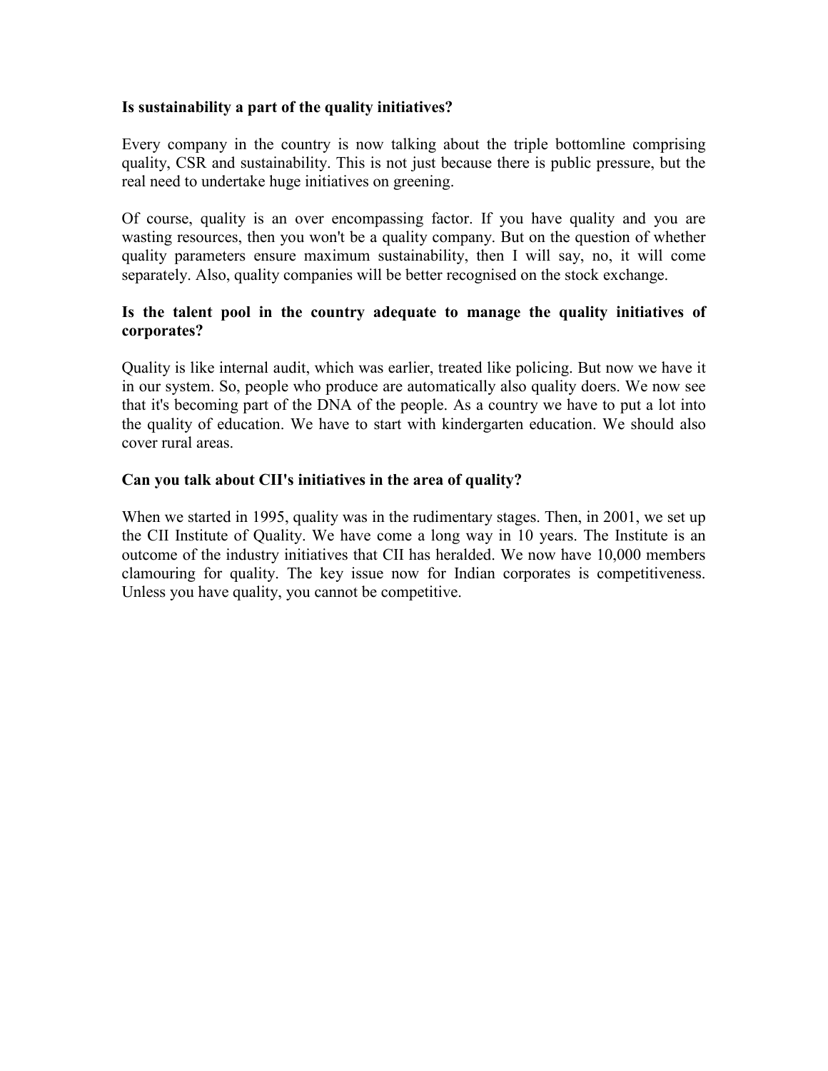**Is sustainability a part of the quality initiatives?**

Every company in the country is now talking about the triple bottomline comprising quality, CSR and sustainability. This is not just because there is public pressure, but the real need to undertake huge initiatives on greening.

Of course, quality is an over encompassing factor. If you have quality and you are wasting resources, then you won't be a quality company. But on the question of whether quality parameters ensure maximum sustainability, then I will say, no, it will come separately. Also, quality companies will be better recognised on the stock exchange.

**Is the talent pool in the country adequate to manage the quality initiatives of corporates?**

Quality is like internal audit, which was earlier, treated like policing. But now we have it in our system. So, people who produce are automatically also quality doers. We now see that it's becoming part of the DNA of the people. As a country we have to put a lot into the quality of education. We have to start with kindergarten education. We should also cover rural areas.

**Can you talk about CII's initiatives in the area of quality?**

When we started in 1995, quality was in the rudimentary stages. Then, in 2001, we set up the CII Institute of Quality. We have come a long way in 10 years. The Institute is an outcome of the industry initiatives that CII has heralded. We now have 10,000 members clamouring for quality. The key issue now for Indian corporates is competitiveness. Unless you have quality, you cannot be competitive.